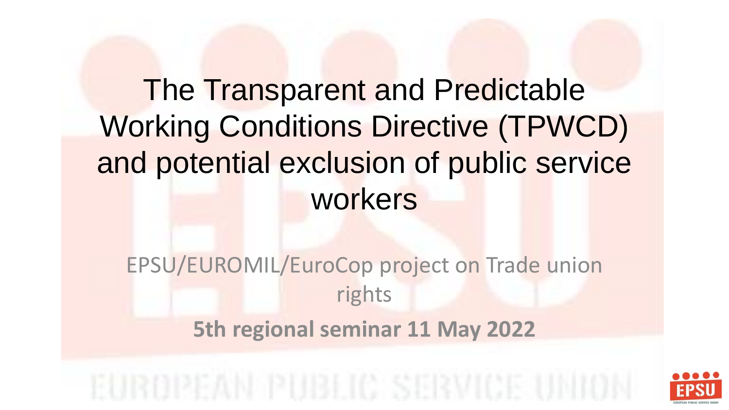# The Transparent and Predictable Working Conditions Directive (TPWCD) and potential exclusion of public service workers

EPSU/EUROMIL/EuroCop project on Trade union rights

**5th regional seminar 11 May 2022**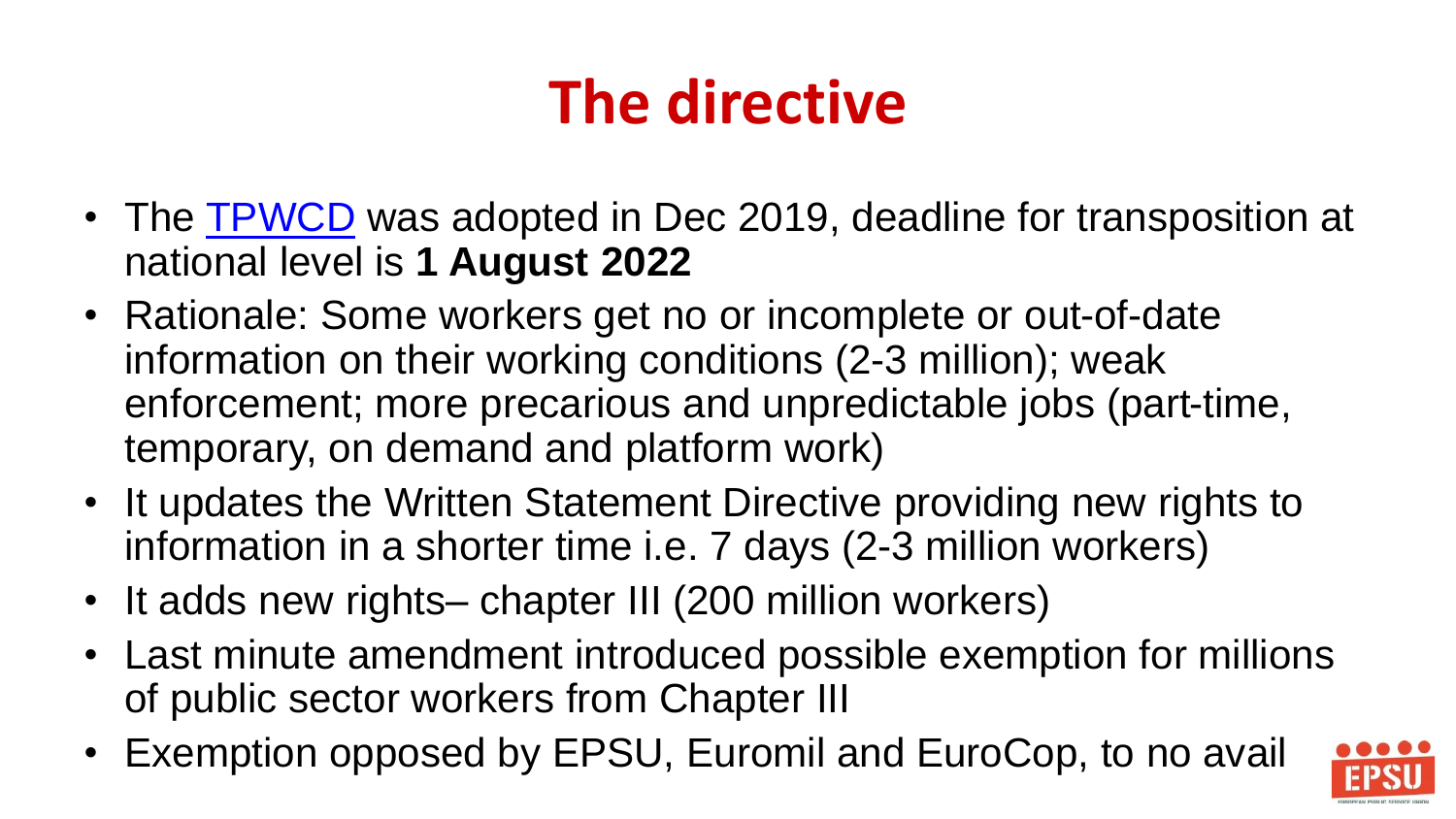# The directive

- The TPWCD was adopted in Dec 2019, deadline for transposition at national level is **1 August 2022**
- Rationale: Some workers get no or incomplete or out-of-date information on their working conditions (2-3 million); weak enforcement; more precarious and unpredictable jobs (part-time, temporary, on demand and platform work)
- It updates the Written Statement Directive providing new rights to information in a shorter time i.e. 7 days (2-3 million workers)
- It adds new rights– chapter III (200 million workers)
- Last minute amendment introduced possible exemption for millions of public sector workers from Chapter III
- Exemption opposed by EPSU, Euromil and EuroCop, to no avail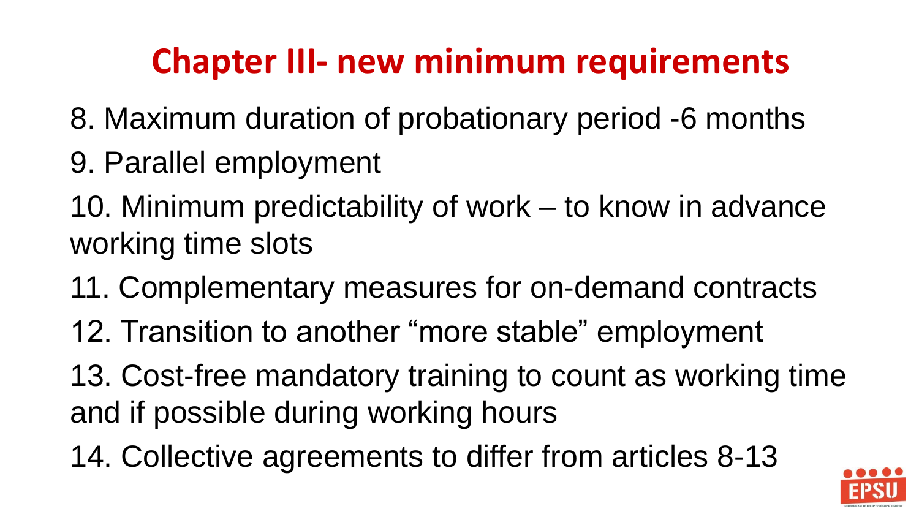## Chapter III- new minimum requirements

8. Maximum duration of probationary period -6 months
9. Parallel employment
10. Minimum predictability of work – to know in advance working time slots
11. Complementary measures for on-demand contracts
12. Transition to another "more stable" employment
13. Cost-free mandatory training to count as working time and if possible during working hours
14. Collective agreements to differ from articles 8-13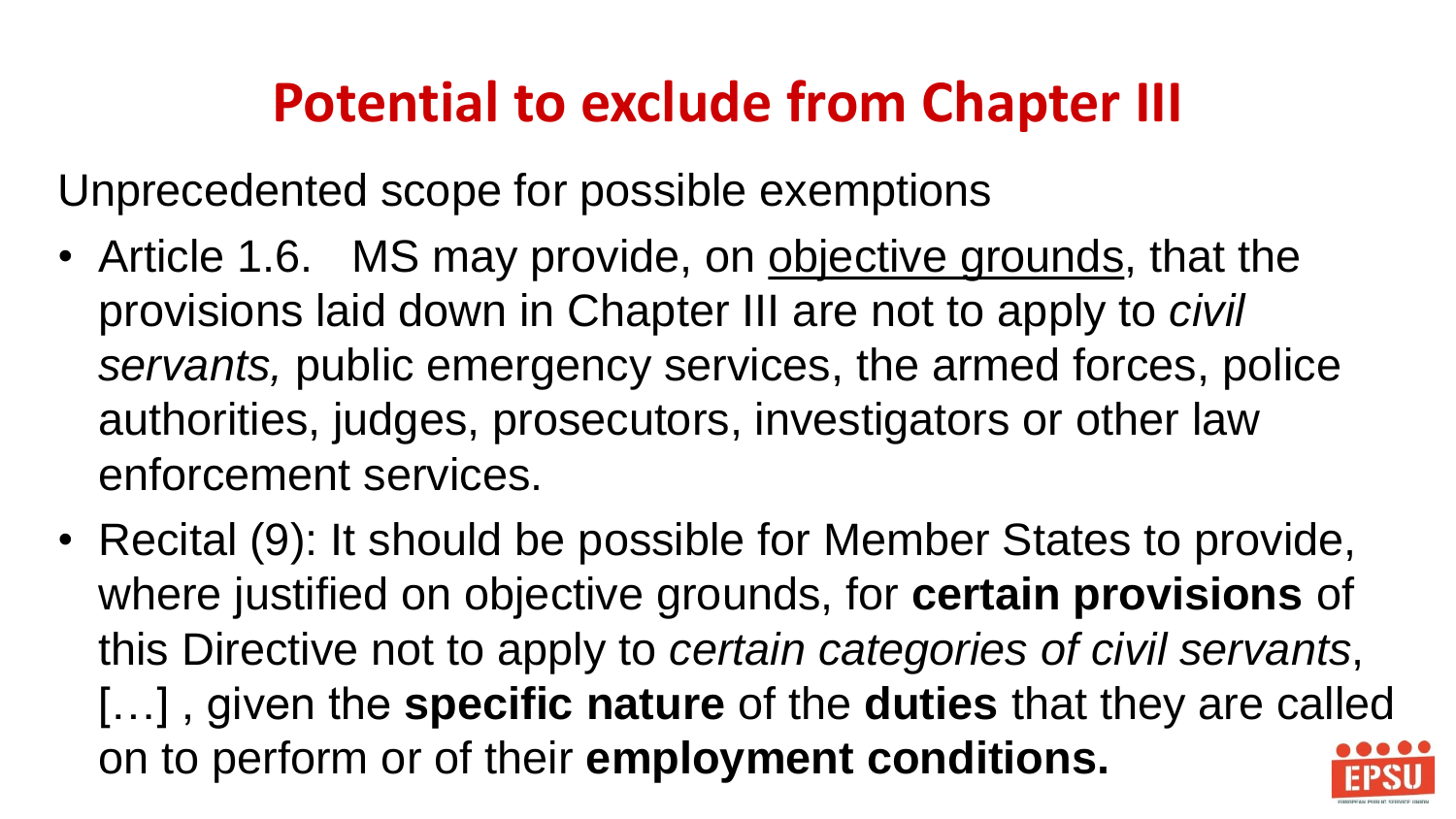# Potential to exclude from Chapter III

Unprecedented scope for possible exemptions

- Article 1.6. MS may provide, on <u>objective grounds</u>, that the provisions laid down in Chapter III are not to apply to *civil servants,* public emergency services, the armed forces, police authorities, judges, prosecutors, investigators or other law enforcement services.
- Recital (9): It should be possible for Member States to provide, where justified on objective grounds, for **certain provisions** of this Directive not to apply to *certain categories of civil servants*, […] , given the **specific nature** of the **duties** that they are called on to perform or of their **employment conditions.**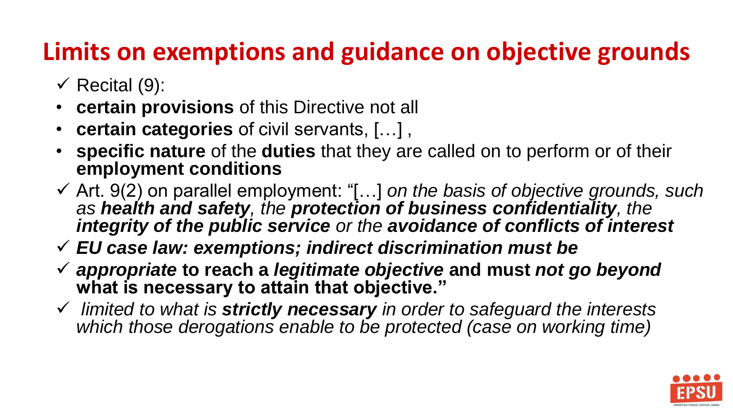# Limits on exemptions and guidance on objective grounds

- ✓ Recital (9):
- **certain provisions** of this Directive not all
- **certain categories** of civil servants, […] ,
- **specific nature** of the **duties** that they are called on to perform or of their **employment conditions**
- ✓ Art. 9(2) on parallel employment: "[…] *on the basis of objective grounds, such as* ***health and safety****, the* ***protection of business confidentiality****, the* ***integrity of the public service*** *or the* ***avoidance of conflicts of interest***
- ✓ ***EU case law: exemptions; indirect discrimination must be***
- ✓ ***appropriate*** **to reach a** ***legitimate objective*** **and must** ***not go beyond*** **what is necessary to attain that objective."**
- ✓ *limited to what is* ***strictly necessary*** *in order to safeguard the interests which those derogations enable to be protected (case on working time)*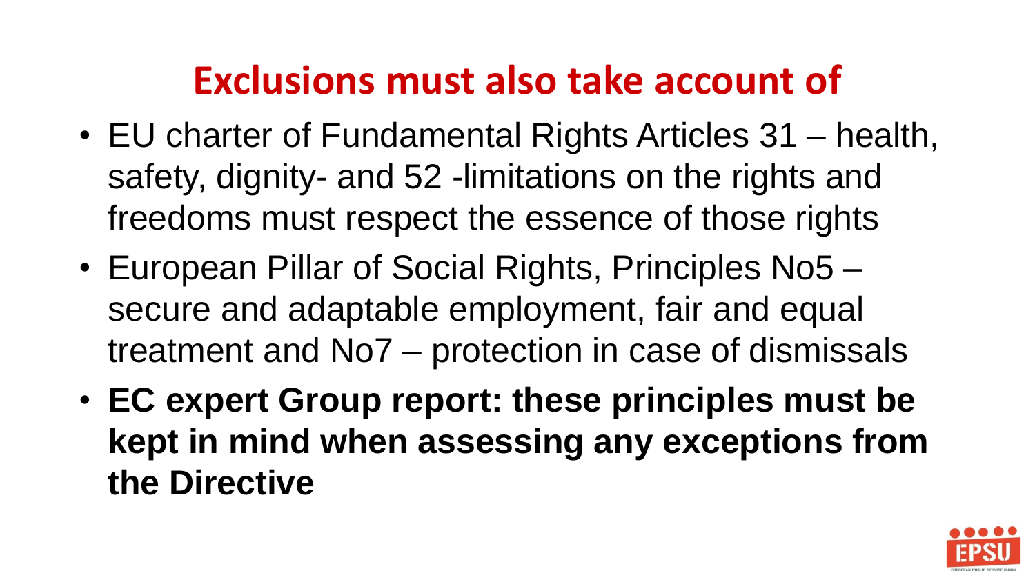# Exclusions must also take account of

- EU charter of Fundamental Rights Articles 31 – health, safety, dignity- and 52 -limitations on the rights and freedoms must respect the essence of those rights
- European Pillar of Social Rights, Principles No5 – secure and adaptable employment, fair and equal treatment and No7 – protection in case of dismissals
- **EC expert Group report: these principles must be kept in mind when assessing any exceptions from the Directive**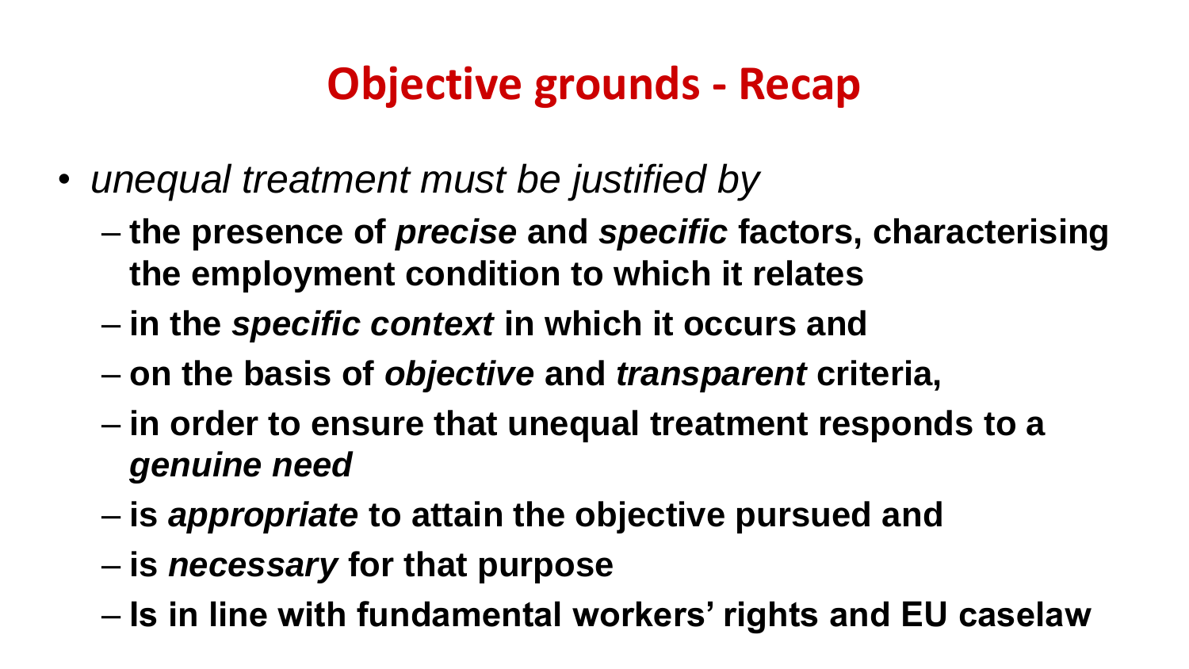# Objective grounds - Recap

- *unequal treatment must be justified by*
  - **the presence of *precise* and *specific* factors, characterising the employment condition to which it relates**
  - **in the *specific context* in which it occurs and**
  - **on the basis of *objective* and *transparent* criteria,**
  - **in order to ensure that unequal treatment responds to a *genuine need***
  - **is *appropriate* to attain the objective pursued and**
  - **is *necessary* for that purpose**
  - **Is in line with fundamental workers' rights and EU caselaw**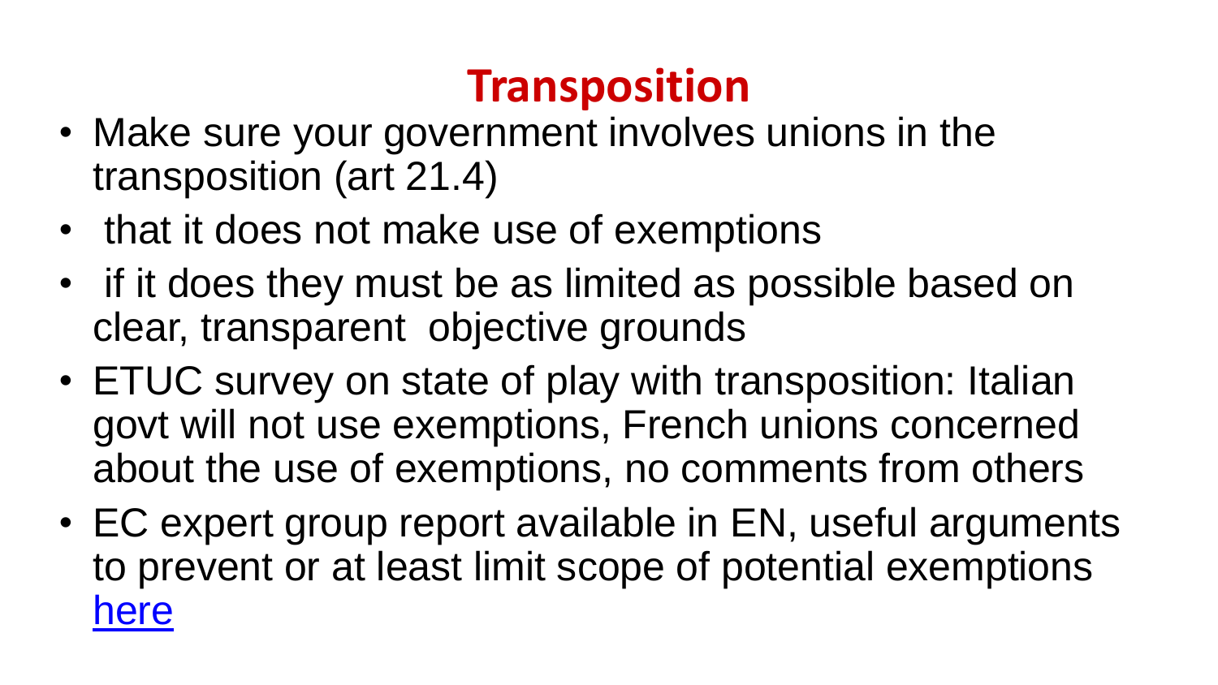# Transposition

- Make sure your government involves unions in the transposition (art 21.4)
- that it does not make use of exemptions
- if it does they must be as limited as possible based on clear, transparent objective grounds
- ETUC survey on state of play with transposition: Italian govt will not use exemptions, French unions concerned about the use of exemptions, no comments from others
- EC expert group report available in EN, useful arguments to prevent or at least limit scope of potential exemptions here